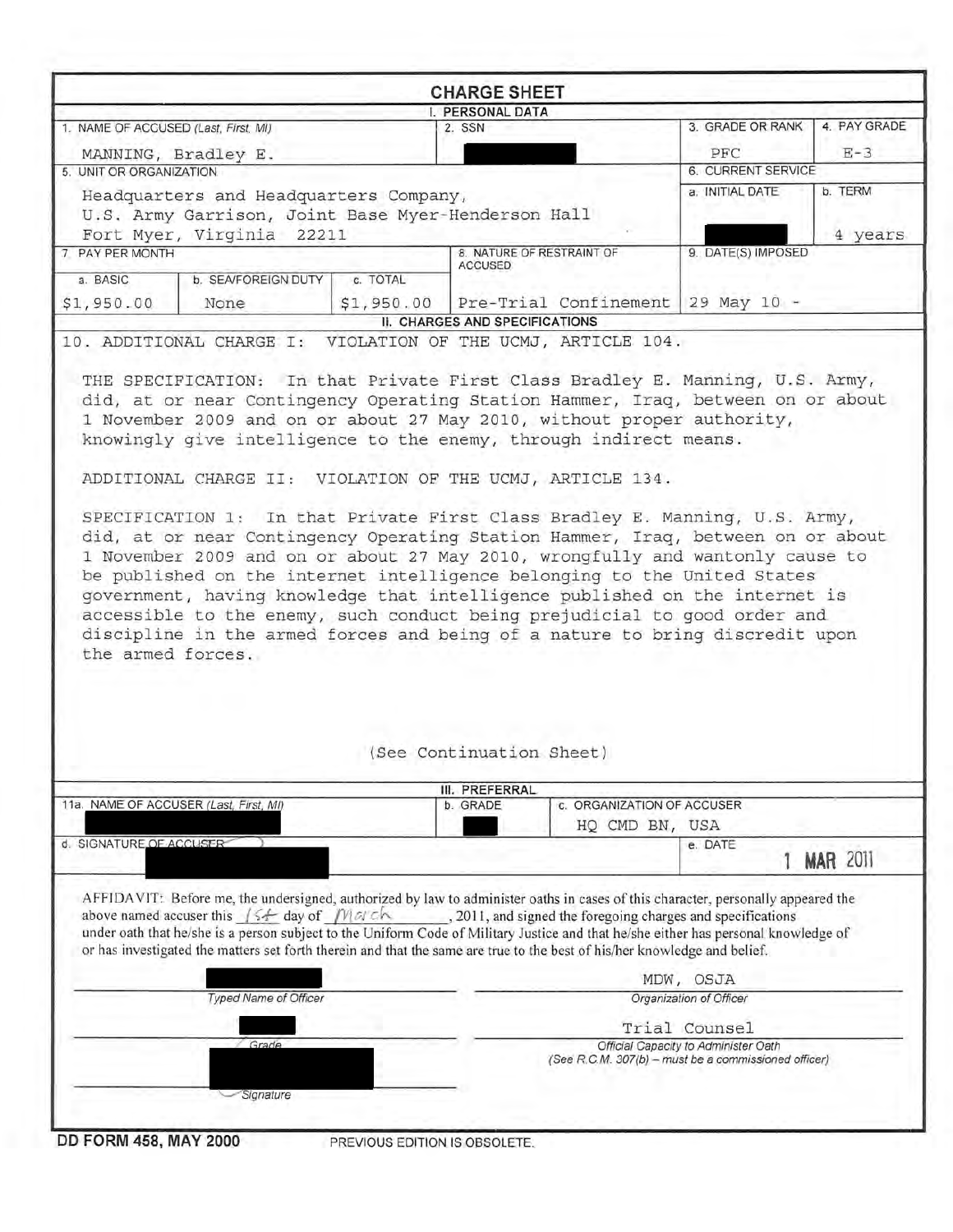# CHARGE SHEET

## I. PERSONAL DATA

| 1. NAME OF ACCUSED (Last, First, MI) | 2. SSN | 3. GRADE OR RANK | 4. PAY GRADE |
| --- | --- | --- | --- |
| MANNING, Bradley E. | [REDACTED] | PFC | E-3 |

| 5. UNIT OR ORGANIZATION | 6. CURRENT SERVICE a. INITIAL DATE | b. TERM |
| --- | --- | --- |
| Headquarters and Headquarters Company, U.S. Army Garrison, Joint Base Myer-Henderson Hall Fort Myer, Virginia 22211 | [REDACTED] | 4 years |

| 7. PAY PER MONTH a. BASIC | b. SEA/FOREIGN DUTY | c. TOTAL | 8. NATURE OF RESTRAINT OF ACCUSED | 9. DATE(S) IMPOSED |
| --- | --- | --- | --- | --- |
| $1,950.00 | None | $1,950.00 | Pre-Trial Confinement | 29 May 10 - |

## II. CHARGES AND SPECIFICATIONS

10. ADDITIONAL CHARGE I: VIOLATION OF THE UCMJ, ARTICLE 104.

THE SPECIFICATION: In that Private First Class Bradley E. Manning, U.S. Army, did, at or near Contingency Operating Station Hammer, Iraq, between on or about 1 November 2009 and on or about 27 May 2010, without proper authority, knowingly give intelligence to the enemy, through indirect means.

ADDITIONAL CHARGE II: VIOLATION OF THE UCMJ, ARTICLE 134.

SPECIFICATION 1: In that Private First Class Bradley E. Manning, U.S. Army, did, at or near Contingency Operating Station Hammer, Iraq, between on or about 1 November 2009 and on or about 27 May 2010, wrongfully and wantonly cause to be published on the internet intelligence belonging to the United States government, having knowledge that intelligence published on the internet is accessible to the enemy, such conduct being prejudicial to good order and discipline in the armed forces and being of a nature to bring discredit upon the armed forces.

(See Continuation Sheet)

## III. PREFERRAL

| 11a. NAME OF ACCUSER (Last, First, MI) | b. GRADE | c. ORGANIZATION OF ACCUSER |
| --- | --- | --- |
| [REDACTED] | [REDACTED] | HQ CMD BN, USA |

| d. SIGNATURE OF ACCUSER | e. DATE |
| --- | --- |
| [REDACTED] | 1 MAR 2011 |

AFFIDAVIT: Before me, the undersigned, authorized by law to administer oaths in cases of this character, personally appeared the above named accuser this 1st day of March, 2011, and signed the foregoing charges and specifications under oath that he/she is a person subject to the Uniform Code of Military Justice and that he/she either has personal knowledge of or has investigated the matters set forth therein and that the same are true to the best of his/her knowledge and belief.

| [REDACTED] | MDW, OSJA |
| --- | --- |
| Typed Name of Officer | Organization of Officer |
| [REDACTED] | Trial Counsel |
| Grade | Official Capacity to Administer Oath (See R.C.M. 307(b) – must be a commissioned officer) |
| [REDACTED] | |
| Signature | |

DD FORM 458, MAY 2000 PREVIOUS EDITION IS OBSOLETE.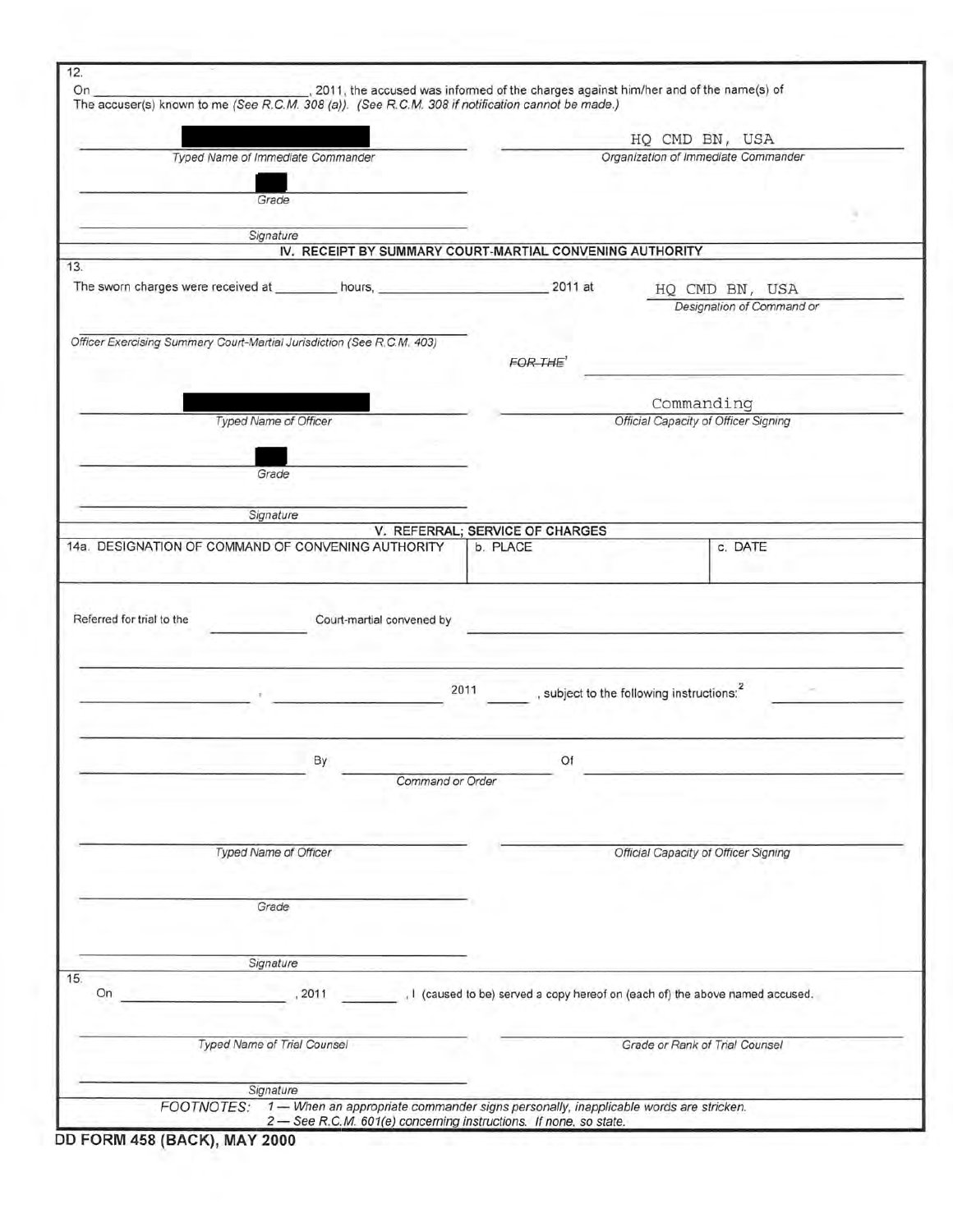12.

On \_\_\_\_\_\_\_\_\_\_\_\_\_\_\_\_\_\_\_\_, 2011, the accused was informed of the charges against him/her and of the name(s) of The accuser(s) known to me *(See R.C.M. 308 (a)). (See R.C.M. 308 if notification cannot be made.)*

| | |
|---|---|
| [REDACTED] | HQ CMD BN, USA |
| *Typed Name of Immediate Commander* | *Organization of Immediate Commander* |
| [REDACTED] | |
| *Grade* | |
| | |
| *Signature* | |

## IV. RECEIPT BY SUMMARY COURT-MARTIAL CONVENING AUTHORITY

13.

The sworn charges were received at \_\_\_\_\_\_\_\_ hours, \_\_\_\_\_\_\_\_\_\_\_\_\_\_\_\_\_\_\_\_ 2011 at HQ CMD BN, USA

*Designation of Command or*

*Officer Exercising Summery Court-Martial Jurisdiction (See R.C.M. 403)*

~~FOR THE~~[1] \_\_\_\_\_\_\_\_\_\_\_\_\_\_\_\_\_\_\_\_

| | |
|---|---|
| [REDACTED] | Commanding |
| *Typed Name of Officer* | *Official Capacity of Officer Signing* |
| [REDACTED] | |
| *Grade* | |
| | |
| *Signature* | |

## V. REFERRAL; SERVICE OF CHARGES

| 14a. DESIGNATION OF COMMAND OF CONVENING AUTHORITY | b. PLACE | c. DATE |
|---|---|---|
| | | |

Referred for trial to the \_\_\_\_\_\_\_\_ Court-martial convened by \_\_\_\_\_\_\_\_\_\_\_\_\_\_\_\_\_\_\_\_

\_\_\_\_\_\_\_\_\_\_\_\_\_\_\_\_\_\_\_\_

\_\_\_\_\_\_\_\_\_\_, \_\_\_\_\_\_\_\_\_\_ 2011 \_\_\_\_\_\_, subject to the following instructions:[2] \_\_\_\_\_\_\_\_\_\_

\_\_\_\_\_\_\_\_\_\_\_\_\_\_\_\_\_\_\_\_

\_\_\_\_\_\_\_\_\_\_ By \_\_\_\_\_\_\_\_\_\_ Of \_\_\_\_\_\_\_\_\_\_

*Command or Order*

| | |
|---|---|
| | |
| *Typed Name of Officer* | *Official Capacity of Officer Signing* |
| | |
| *Grade* | |
| | |
| *Signature* | |

15.

On \_\_\_\_\_\_\_\_\_\_\_\_\_\_\_\_\_\_\_\_, 2011 \_\_\_\_\_\_, I (caused to be) served a copy hereof on (each of) the above named accused.

| | |
|---|---|
| | |
| *Typed Name of Trial Counsel* | *Grade or Rank of Trial Counsel* |
| | |
| *Signature* | |

*FOOTNOTES:* *1 — When an appropriate commander signs personally, inapplicable words are stricken.*
*2 — See R.C.M. 601(e) concerning instructions. If none, so state.*

**DD FORM 458 (BACK), MAY 2000**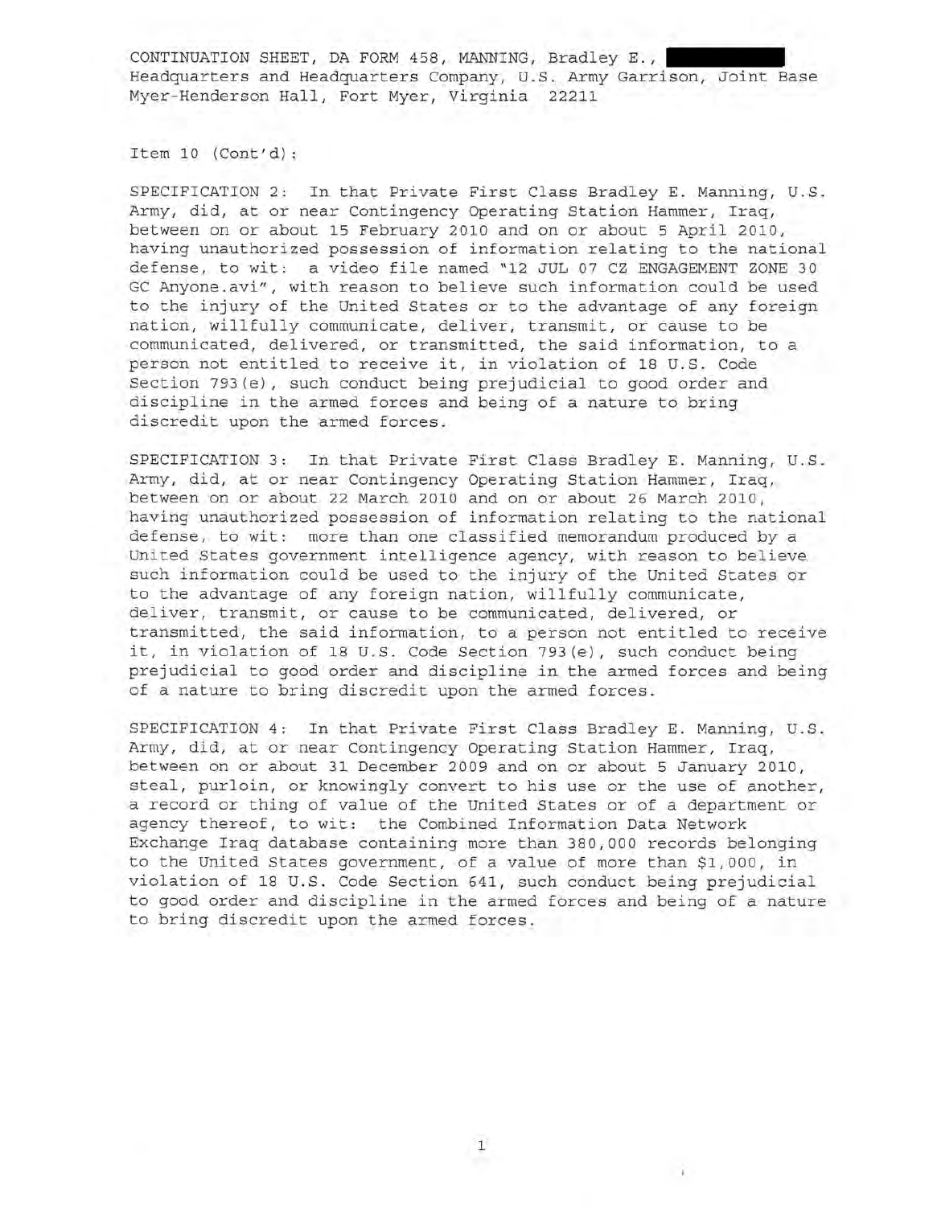CONTINUATION SHEET, DA FORM 458, MANNING, Bradley E., Headquarters and Headquarters Company, U.S. Army Garrison, Joint Base Myer-Henderson Hall, Fort Myer, Virginia 22211

Item 10 (Cont'd):

SPECIFICATION 2: In that Private First Class Bradley E. Manning, U.S. Army, did, at or near Contingency Operating Station Hammer, Iraq, between on or about 15 February 2010 and on or about 5 April 2010, having unauthorized possession of information relating to the national defense, to wit: a video file named "12 JUL 07 CZ ENGAGEMENT ZONE 30 GC Anyone.avi", with reason to believe such information could be used to the injury of the United States or to the advantage of any foreign nation, willfully communicate, deliver, transmit, or cause to be communicated, delivered, or transmitted, the said information, to a person not entitled to receive it, in violation of 18 U.S. Code Section 793(e), such conduct being prejudicial to good order and discipline in the armed forces and being of a nature to bring discredit upon the armed forces.

SPECIFICATION 3: In that Private First Class Bradley E. Manning, U.S. Army, did, at or near Contingency Operating Station Hammer, Iraq, between on or about 22 March 2010 and on or about 26 March 2010, having unauthorized possession of information relating to the national defense, to wit: more than one classified memorandum produced by a United States government intelligence agency, with reason to believe such information could be used to the injury of the United States or to the advantage of any foreign nation, willfully communicate, deliver, transmit, or cause to be communicated, delivered, or transmitted, the said information, to a person not entitled to receive it, in violation of 18 U.S. Code Section 793(e), such conduct being prejudicial to good order and discipline in the armed forces and being of a nature to bring discredit upon the armed forces.

SPECIFICATION 4: In that Private First Class Bradley E. Manning, U.S. Army, did, at or near Contingency Operating Station Hammer, Iraq, between on or about 31 December 2009 and on or about 5 January 2010, steal, purloin, or knowingly convert to his use or the use of another, a record or thing of value of the United States or of a department or agency thereof, to wit: the Combined Information Data Network Exchange Iraq database containing more than 380,000 records belonging to the United States government, of a value of more than $1,000, in violation of 18 U.S. Code Section 641, such conduct being prejudicial to good order and discipline in the armed forces and being of a nature to bring discredit upon the armed forces.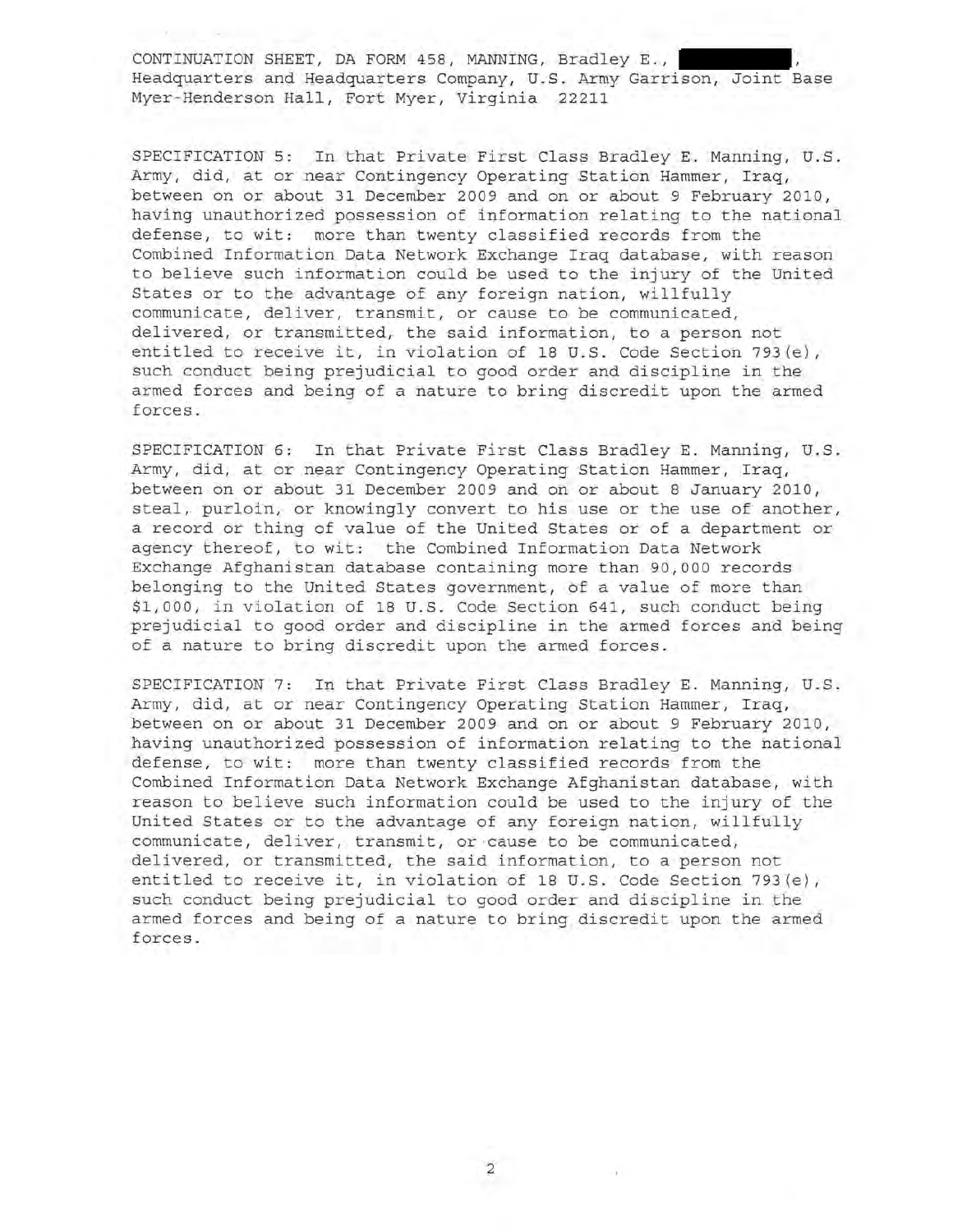CONTINUATION SHEET, DA FORM 458, MANNING, Bradley E., ██████████, Headquarters and Headquarters Company, U.S. Army Garrison, Joint Base Myer-Henderson Hall, Fort Myer, Virginia 22211

SPECIFICATION 5: In that Private First Class Bradley E. Manning, U.S. Army, did, at or near Contingency Operating Station Hammer, Iraq, between on or about 31 December 2009 and on or about 9 February 2010, having unauthorized possession of information relating to the national defense, to wit: more than twenty classified records from the Combined Information Data Network Exchange Iraq database, with reason to believe such information could be used to the injury of the United States or to the advantage of any foreign nation, willfully communicate, deliver, transmit, or cause to be communicated, delivered, or transmitted, the said information, to a person not entitled to receive it, in violation of 18 U.S. Code Section 793(e), such conduct being prejudicial to good order and discipline in the armed forces and being of a nature to bring discredit upon the armed forces.

SPECIFICATION 6: In that Private First Class Bradley E. Manning, U.S. Army, did, at or near Contingency Operating Station Hammer, Iraq, between on or about 31 December 2009 and on or about 8 January 2010, steal, purloin, or knowingly convert to his use or the use of another, a record or thing of value of the United States or of a department or agency thereof, to wit: the Combined Information Data Network Exchange Afghanistan database containing more than 90,000 records belonging to the United States government, of a value of more than $1,000, in violation of 18 U.S. Code Section 641, such conduct being prejudicial to good order and discipline in the armed forces and being of a nature to bring discredit upon the armed forces.

SPECIFICATION 7: In that Private First Class Bradley E. Manning, U.S. Army, did, at or near Contingency Operating Station Hammer, Iraq, between on or about 31 December 2009 and on or about 9 February 2010, having unauthorized possession of information relating to the national defense, to wit: more than twenty classified records from the Combined Information Data Network Exchange Afghanistan database, with reason to believe such information could be used to the injury of the United States or to the advantage of any foreign nation, willfully communicate, deliver, transmit, or cause to be communicated, delivered, or transmitted, the said information, to a person not entitled to receive it, in violation of 18 U.S. Code Section 793(e), such conduct being prejudicial to good order and discipline in the armed forces and being of a nature to bring discredit upon the armed forces.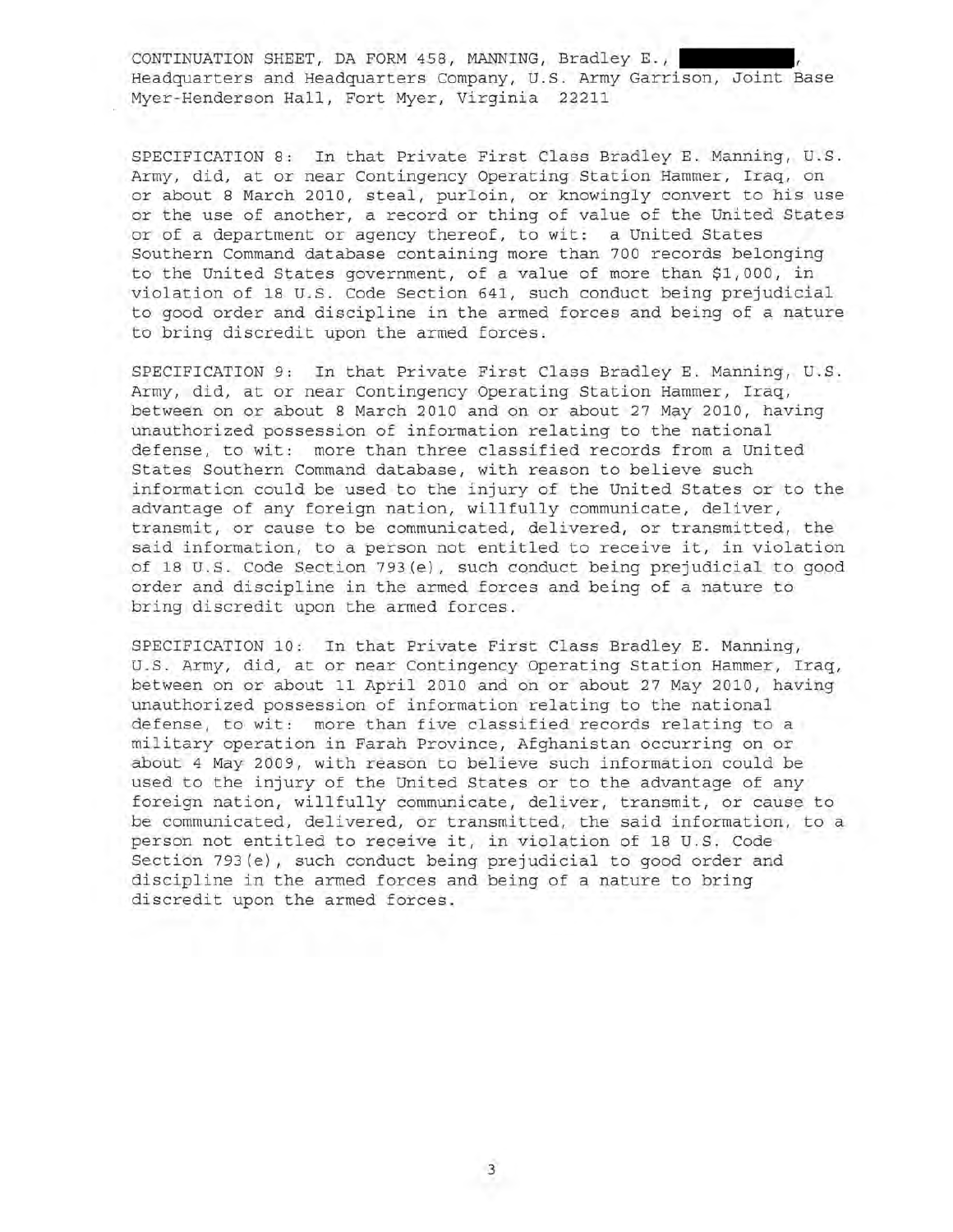CONTINUATION SHEET, DA FORM 458, MANNING, Bradley E., ██████████, Headquarters and Headquarters Company, U.S. Army Garrison, Joint Base Myer-Henderson Hall, Fort Myer, Virginia 22211

SPECIFICATION 8: In that Private First Class Bradley E. Manning, U.S. Army, did, at or near Contingency Operating Station Hammer, Iraq, on or about 8 March 2010, steal, purloin, or knowingly convert to his use or the use of another, a record or thing of value of the United States or of a department or agency thereof, to wit: a United States Southern Command database containing more than 700 records belonging to the United States government, of a value of more than $1,000, in violation of 18 U.S. Code Section 641, such conduct being prejudicial to good order and discipline in the armed forces and being of a nature to bring discredit upon the armed forces.

SPECIFICATION 9: In that Private First Class Bradley E. Manning, U.S. Army, did, at or near Contingency Operating Station Hammer, Iraq, between on or about 8 March 2010 and on or about 27 May 2010, having unauthorized possession of information relating to the national defense, to wit: more than three classified records from a United States Southern Command database, with reason to believe such information could be used to the injury of the United States or to the advantage of any foreign nation, willfully communicate, deliver, transmit, or cause to be communicated, delivered, or transmitted, the said information, to a person not entitled to receive it, in violation of 18 U.S. Code Section 793(e), such conduct being prejudicial to good order and discipline in the armed forces and being of a nature to bring discredit upon the armed forces.

SPECIFICATION 10: In that Private First Class Bradley E. Manning, U.S. Army, did, at or near Contingency Operating Station Hammer, Iraq, between on or about 11 April 2010 and on or about 27 May 2010, having unauthorized possession of information relating to the national defense, to wit: more than five classified records relating to a military operation in Farah Province, Afghanistan occurring on or about 4 May 2009, with reason to believe such information could be used to the injury of the United States or to the advantage of any foreign nation, willfully communicate, deliver, transmit, or cause to be communicated, delivered, or transmitted, the said information, to a person not entitled to receive it, in violation of 18 U.S. Code Section 793(e), such conduct being prejudicial to good order and discipline in the armed forces and being of a nature to bring discredit upon the armed forces.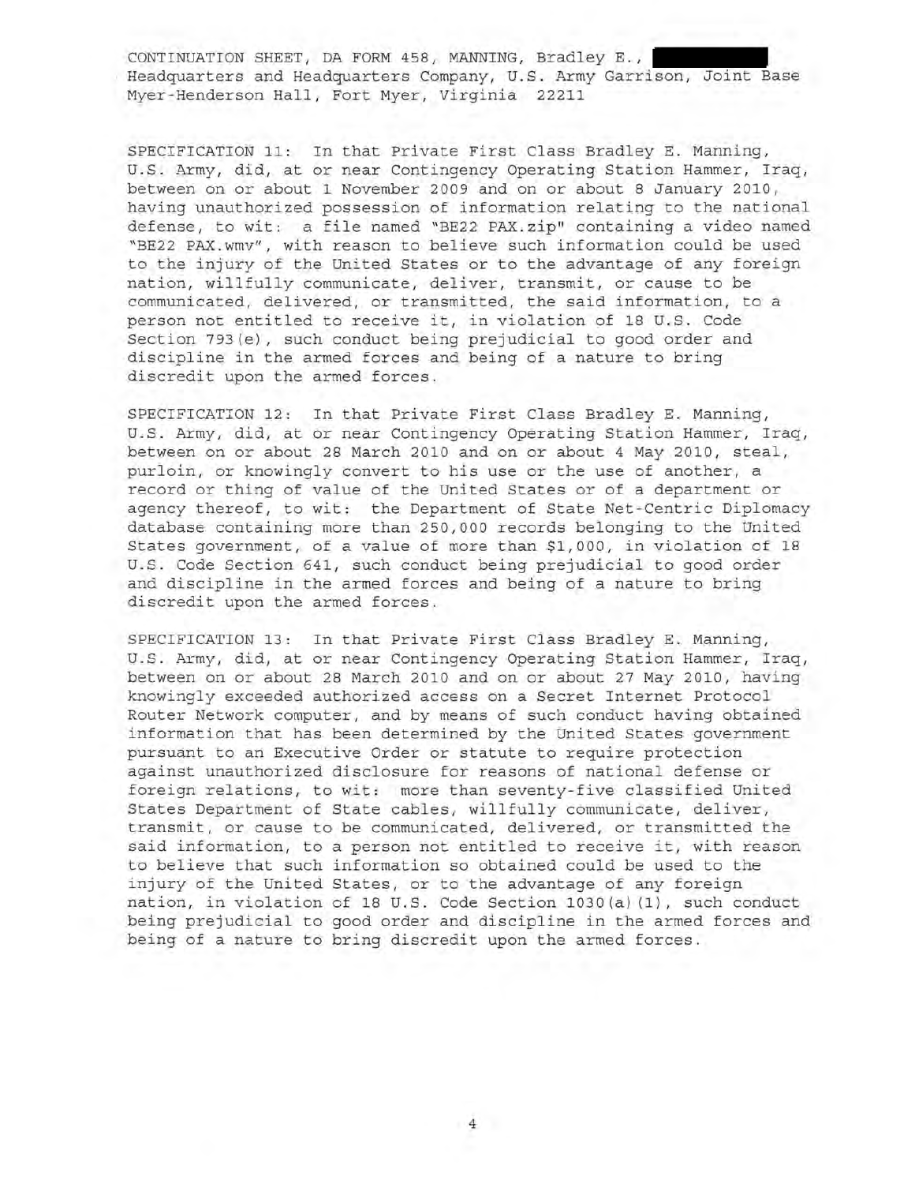CONTINUATION SHEET, DA FORM 458, MANNING, Bradley E., [REDACTED]
Headquarters and Headquarters Company, U.S. Army Garrison, Joint Base Myer-Henderson Hall, Fort Myer, Virginia 22211

SPECIFICATION 11: In that Private First Class Bradley E. Manning, U.S. Army, did, at or near Contingency Operating Station Hammer, Iraq, between on or about 1 November 2009 and on or about 8 January 2010, having unauthorized possession of information relating to the national defense, to wit: a file named "BE22 PAX.zip" containing a video named "BE22 PAX.wmv", with reason to believe such information could be used to the injury of the United States or to the advantage of any foreign nation, willfully communicate, deliver, transmit, or cause to be communicated, delivered, or transmitted, the said information, to a person not entitled to receive it, in violation of 18 U.S. Code Section 793(e), such conduct being prejudicial to good order and discipline in the armed forces and being of a nature to bring discredit upon the armed forces.

SPECIFICATION 12: In that Private First Class Bradley E. Manning, U.S. Army, did, at or near Contingency Operating Station Hammer, Iraq, between on or about 28 March 2010 and on or about 4 May 2010, steal, purloin, or knowingly convert to his use or the use of another, a record or thing of value of the United States or of a department or agency thereof, to wit: the Department of State Net-Centric Diplomacy database containing more than 250,000 records belonging to the United States government, of a value of more than $1,000, in violation of 18 U.S. Code Section 641, such conduct being prejudicial to good order and discipline in the armed forces and being of a nature to bring discredit upon the armed forces.

SPECIFICATION 13: In that Private First Class Bradley E. Manning, U.S. Army, did, at or near Contingency Operating Station Hammer, Iraq, between on or about 28 March 2010 and on or about 27 May 2010, having knowingly exceeded authorized access on a Secret Internet Protocol Router Network computer, and by means of such conduct having obtained information that has been determined by the United States government pursuant to an Executive Order or statute to require protection against unauthorized disclosure for reasons of national defense or foreign relations, to wit: more than seventy-five classified United States Department of State cables, willfully communicate, deliver, transmit, or cause to be communicated, delivered, or transmitted the said information, to a person not entitled to receive it, with reason to believe that such information so obtained could be used to the injury of the United States, or to the advantage of any foreign nation, in violation of 18 U.S. Code Section 1030(a)(1), such conduct being prejudicial to good order and discipline in the armed forces and being of a nature to bring discredit upon the armed forces.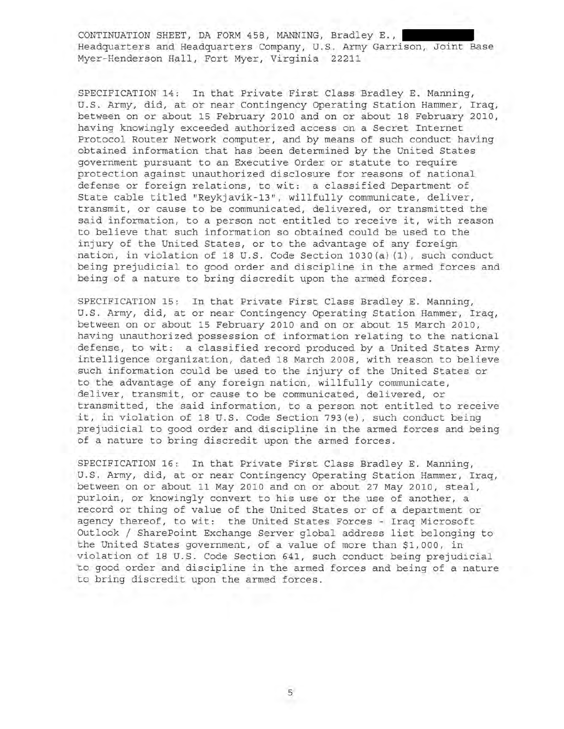CONTINUATION SHEET, DA FORM 458, MANNING, Bradley E., ████████
Headquarters and Headquarters Company, U.S. Army Garrison, Joint Base Myer-Henderson Hall, Fort Myer, Virginia 22211

SPECIFICATION 14: In that Private First Class Bradley E. Manning, U.S. Army, did, at or near Contingency Operating Station Hammer, Iraq, between on or about 15 February 2010 and on or about 18 February 2010, having knowingly exceeded authorized access on a Secret Internet Protocol Router Network computer, and by means of such conduct having obtained information that has been determined by the United States government pursuant to an Executive Order or statute to require protection against unauthorized disclosure for reasons of national defense or foreign relations, to wit: a classified Department of State cable titled "Reykjavik-13", willfully communicate, deliver, transmit, or cause to be communicated, delivered, or transmitted the said information, to a person not entitled to receive it, with reason to believe that such information so obtained could be used to the injury of the United States, or to the advantage of any foreign nation, in violation of 18 U.S. Code Section 1030(a)(1), such conduct being prejudicial to good order and discipline in the armed forces and being of a nature to bring discredit upon the armed forces.

SPECIFICATION 15: In that Private First Class Bradley E. Manning, U.S. Army, did, at or near Contingency Operating Station Hammer, Iraq, between on or about 15 February 2010 and on or about 15 March 2010, having unauthorized possession of information relating to the national defense, to wit: a classified record produced by a United States Army intelligence organization, dated 18 March 2008, with reason to believe such information could be used to the injury of the United States or to the advantage of any foreign nation, willfully communicate, deliver, transmit, or cause to be communicated, delivered, or transmitted, the said information, to a person not entitled to receive it, in violation of 18 U.S. Code Section 793(e), such conduct being prejudicial to good order and discipline in the armed forces and being of a nature to bring discredit upon the armed forces.

SPECIFICATION 16: In that Private First Class Bradley E. Manning, U.S. Army, did, at or near Contingency Operating Station Hammer, Iraq, between on or about 11 May 2010 and on or about 27 May 2010, steal, purloin, or knowingly convert to his use or the use of another, a record or thing of value of the United States or of a department or agency thereof, to wit: the United States Forces - Iraq Microsoft Outlook / SharePoint Exchange Server global address list belonging to the United States government, of a value of more than $1,000, in violation of 18 U.S. Code Section 641, such conduct being prejudicial to good order and discipline in the armed forces and being of a nature to bring discredit upon the armed forces.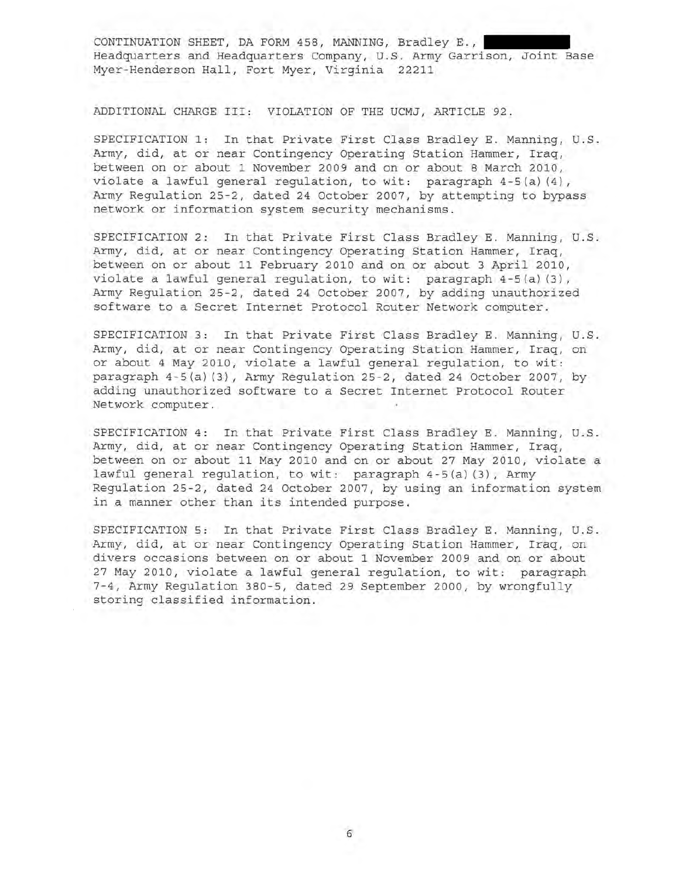CONTINUATION SHEET, DA FORM 458, MANNING, Bradley E., [REDACTED]
Headquarters and Headquarters Company, U.S. Army Garrison, Joint Base Myer-Henderson Hall, Fort Myer, Virginia 22211

ADDITIONAL CHARGE III: VIOLATION OF THE UCMJ, ARTICLE 92.

SPECIFICATION 1: In that Private First Class Bradley E. Manning, U.S. Army, did, at or near Contingency Operating Station Hammer, Iraq, between on or about 1 November 2009 and on or about 8 March 2010, violate a lawful general regulation, to wit: paragraph 4-5(a)(4), Army Regulation 25-2, dated 24 October 2007, by attempting to bypass network or information system security mechanisms.

SPECIFICATION 2: In that Private First Class Bradley E. Manning, U.S. Army, did, at or near Contingency Operating Station Hammer, Iraq, between on or about 11 February 2010 and on or about 3 April 2010, violate a lawful general regulation, to wit: paragraph 4-5(a)(3), Army Regulation 25-2, dated 24 October 2007, by adding unauthorized software to a Secret Internet Protocol Router Network computer.

SPECIFICATION 3: In that Private First Class Bradley E. Manning, U.S. Army, did, at or near Contingency Operating Station Hammer, Iraq, on or about 4 May 2010, violate a lawful general regulation, to wit: paragraph 4-5(a)(3), Army Regulation 25-2, dated 24 October 2007, by adding unauthorized software to a Secret Internet Protocol Router Network computer.

SPECIFICATION 4: In that Private First Class Bradley E. Manning, U.S. Army, did, at or near Contingency Operating Station Hammer, Iraq, between on or about 11 May 2010 and on or about 27 May 2010, violate a lawful general regulation, to wit: paragraph 4-5(a)(3), Army Regulation 25-2, dated 24 October 2007, by using an information system in a manner other than its intended purpose.

SPECIFICATION 5: In that Private First Class Bradley E. Manning, U.S. Army, did, at or near Contingency Operating Station Hammer, Iraq, on divers occasions between on or about 1 November 2009 and on or about 27 May 2010, violate a lawful general regulation, to wit: paragraph 7-4, Army Regulation 380-5, dated 29 September 2000, by wrongfully storing classified information.